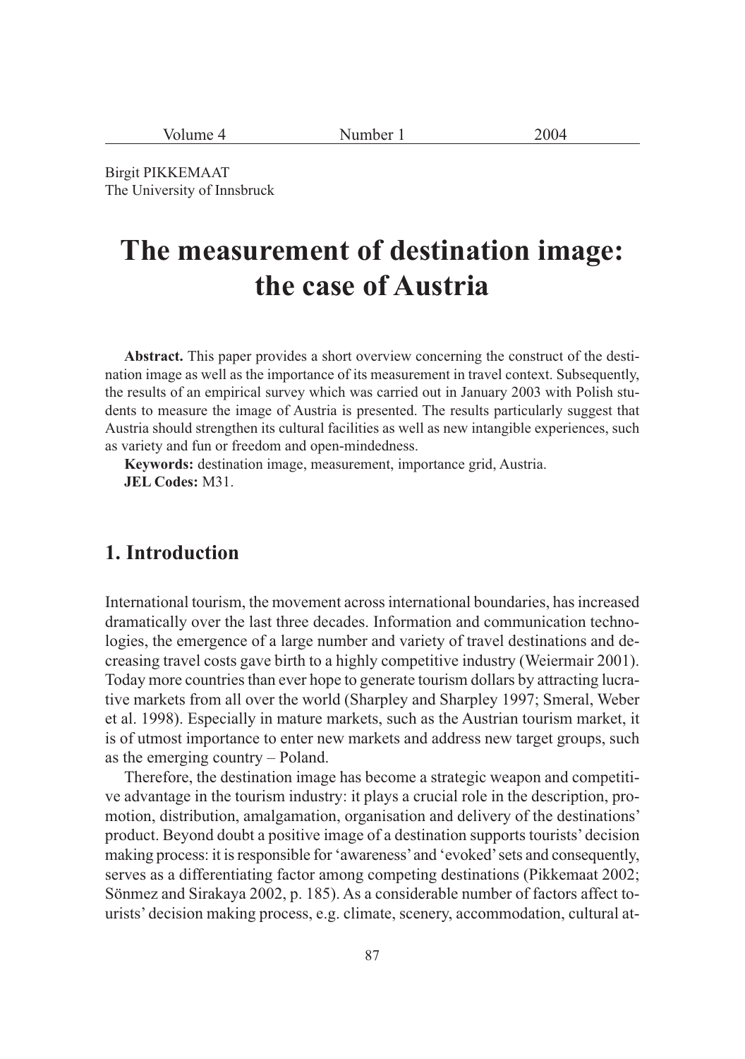Birgit PIKKEMAAT
The University of Innsbruck

# The measurement of destination image: the case of Austria

**Abstract.** This paper provides a short overview concerning the construct of the destination image as well as the importance of its measurement in travel context. Subsequently, the results of an empirical survey which was carried out in January 2003 with Polish students to measure the image of Austria is presented. The results particularly suggest that Austria should strengthen its cultural facilities as well as new intangible experiences, such as variety and fun or freedom and open-mindedness.

**Keywords:** destination image, measurement, importance grid, Austria.

**JEL Codes:** M31.

## 1. Introduction

International tourism, the movement across international boundaries, has increased dramatically over the last three decades. Information and communication technologies, the emergence of a large number and variety of travel destinations and decreasing travel costs gave birth to a highly competitive industry (Weiermair 2001). Today more countries than ever hope to generate tourism dollars by attracting lucrative markets from all over the world (Sharpley and Sharpley 1997; Smeral, Weber et al. 1998). Especially in mature markets, such as the Austrian tourism market, it is of utmost importance to enter new markets and address new target groups, such as the emerging country – Poland.

Therefore, the destination image has become a strategic weapon and competitive advantage in the tourism industry: it plays a crucial role in the description, promotion, distribution, amalgamation, organisation and delivery of the destinations' product. Beyond doubt a positive image of a destination supports tourists' decision making process: it is responsible for 'awareness' and 'evoked' sets and consequently, serves as a differentiating factor among competing destinations (Pikkemaat 2002; Sönmez and Sirakaya 2002, p. 185). As a considerable number of factors affect tourists' decision making process, e.g. climate, scenery, accommodation, cultural at-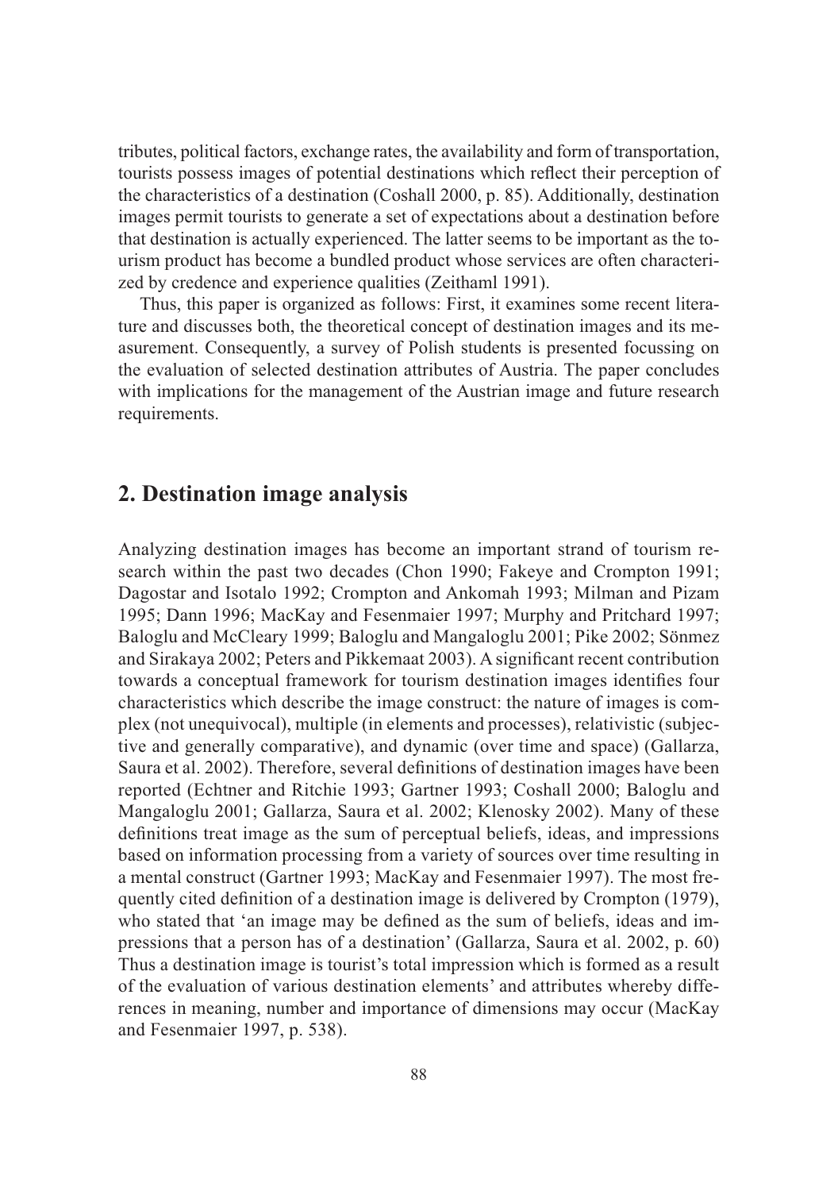tributes, political factors, exchange rates, the availability and form of transportation, tourists possess images of potential destinations which reflect their perception of the characteristics of a destination (Coshall 2000, p. 85). Additionally, destination images permit tourists to generate a set of expectations about a destination before that destination is actually experienced. The latter seems to be important as the tourism product has become a bundled product whose services are often characterized by credence and experience qualities (Zeithaml 1991).

Thus, this paper is organized as follows: First, it examines some recent literature and discusses both, the theoretical concept of destination images and its measurement. Consequently, a survey of Polish students is presented focussing on the evaluation of selected destination attributes of Austria. The paper concludes with implications for the management of the Austrian image and future research requirements.

## 2. Destination image analysis

Analyzing destination images has become an important strand of tourism research within the past two decades (Chon 1990; Fakeye and Crompton 1991; Dagostar and Isotalo 1992; Crompton and Ankomah 1993; Milman and Pizam 1995; Dann 1996; MacKay and Fesenmaier 1997; Murphy and Pritchard 1997; Baloglu and McCleary 1999; Baloglu and Mangaloglu 2001; Pike 2002; Sönmez and Sirakaya 2002; Peters and Pikkemaat 2003). A significant recent contribution towards a conceptual framework for tourism destination images identifies four characteristics which describe the image construct: the nature of images is complex (not unequivocal), multiple (in elements and processes), relativistic (subjective and generally comparative), and dynamic (over time and space) (Gallarza, Saura et al. 2002). Therefore, several definitions of destination images have been reported (Echtner and Ritchie 1993; Gartner 1993; Coshall 2000; Baloglu and Mangaloglu 2001; Gallarza, Saura et al. 2002; Klenosky 2002). Many of these definitions treat image as the sum of perceptual beliefs, ideas, and impressions based on information processing from a variety of sources over time resulting in a mental construct (Gartner 1993; MacKay and Fesenmaier 1997). The most frequently cited definition of a destination image is delivered by Crompton (1979), who stated that 'an image may be defined as the sum of beliefs, ideas and impressions that a person has of a destination' (Gallarza, Saura et al. 2002, p. 60) Thus a destination image is tourist's total impression which is formed as a result of the evaluation of various destination elements' and attributes whereby differences in meaning, number and importance of dimensions may occur (MacKay and Fesenmaier 1997, p. 538).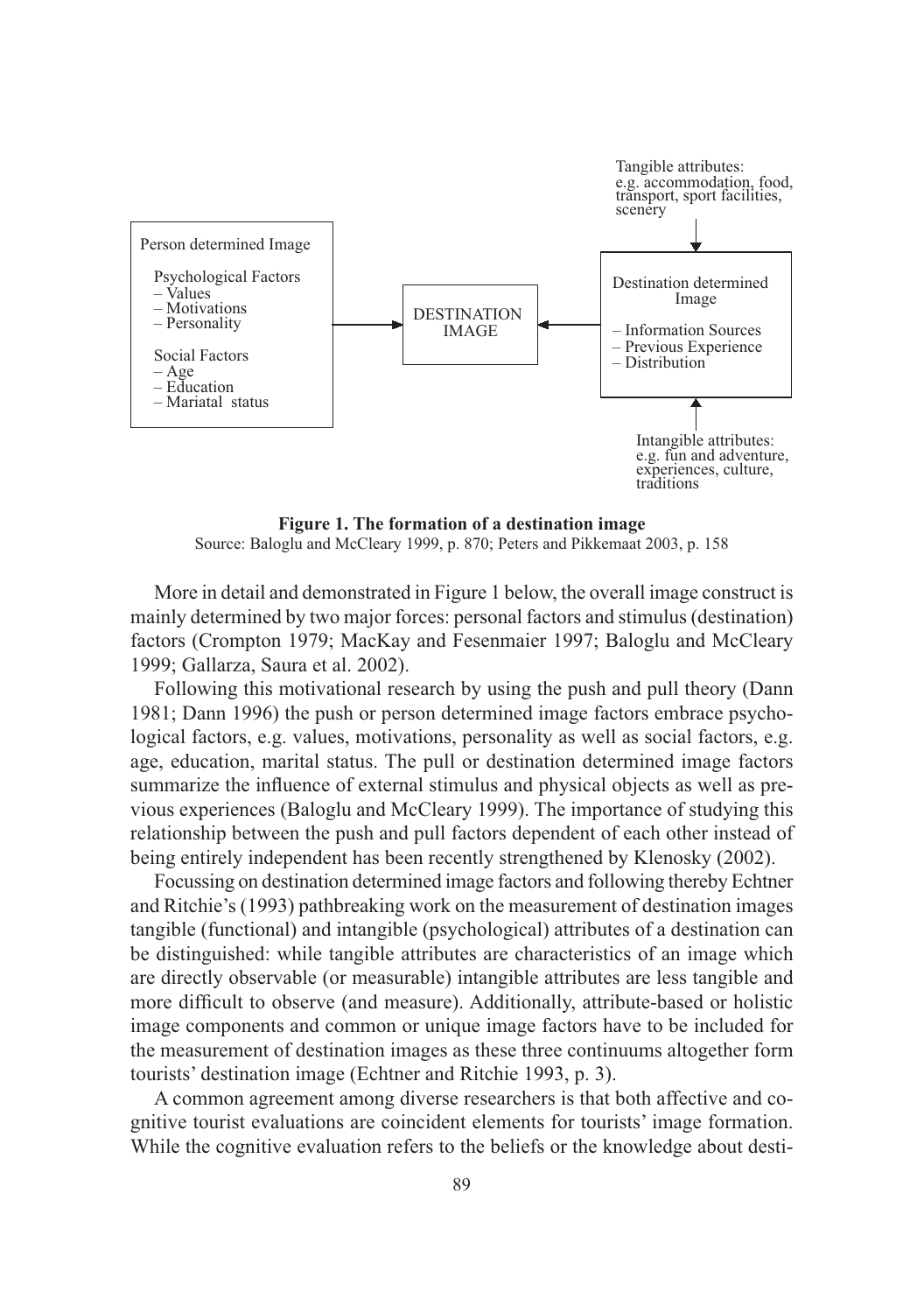Tangible attributes:
e.g. accommodation, food, transport, sport facilities, scenery

| Person determined Image | | DESTINATION IMAGE | | Destination determined Image |
|---|---|---|---|---|
| Psychological Factors<br>– Values<br>– Motivations<br>– Personality<br><br>Social Factors<br>– Age<br>– Education<br>– Mariatal status | → | | ← | – Information Sources<br>– Previous Experience<br>– Distribution |

Intangible attributes:
e.g. fun and adventure, experiences, culture, traditions

**Figure 1. The formation of a destination image**
Source: Baloglu and McCleary 1999, p. 870; Peters and Pikkemaat 2003, p. 158

More in detail and demonstrated in Figure 1 below, the overall image construct is mainly determined by two major forces: personal factors and stimulus (destination) factors (Crompton 1979; MacKay and Fesenmaier 1997; Baloglu and McCleary 1999; Gallarza, Saura et al. 2002).

Following this motivational research by using the push and pull theory (Dann 1981; Dann 1996) the push or person determined image factors embrace psychological factors, e.g. values, motivations, personality as well as social factors, e.g. age, education, marital status. The pull or destination determined image factors summarize the influence of external stimulus and physical objects as well as previous experiences (Baloglu and McCleary 1999). The importance of studying this relationship between the push and pull factors dependent of each other instead of being entirely independent has been recently strengthened by Klenosky (2002).

Focussing on destination determined image factors and following thereby Echtner and Ritchie's (1993) pathbreaking work on the measurement of destination images tangible (functional) and intangible (psychological) attributes of a destination can be distinguished: while tangible attributes are characteristics of an image which are directly observable (or measurable) intangible attributes are less tangible and more difficult to observe (and measure). Additionally, attribute-based or holistic image components and common or unique image factors have to be included for the measurement of destination images as these three continuums altogether form tourists' destination image (Echtner and Ritchie 1993, p. 3).

A common agreement among diverse researchers is that both affective and cognitive tourist evaluations are coincident elements for tourists' image formation. While the cognitive evaluation refers to the beliefs or the knowledge about desti-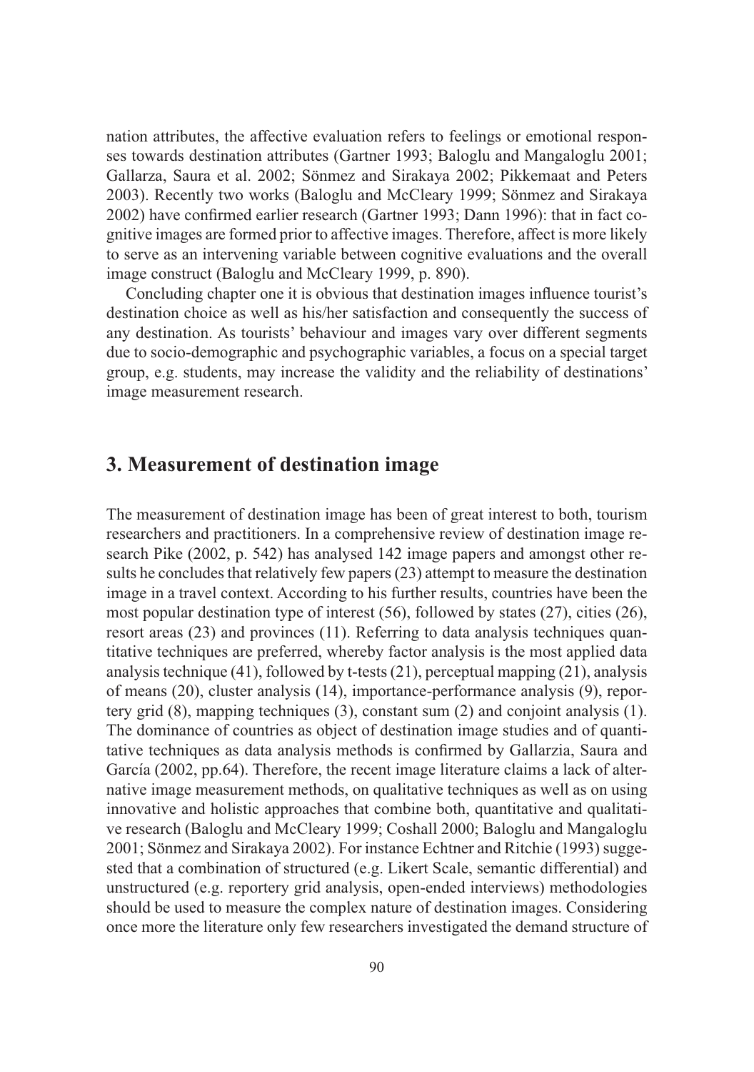nation attributes, the affective evaluation refers to feelings or emotional responses towards destination attributes (Gartner 1993; Baloglu and Mangaloglu 2001; Gallarza, Saura et al. 2002; Sönmez and Sirakaya 2002; Pikkemaat and Peters 2003). Recently two works (Baloglu and McCleary 1999; Sönmez and Sirakaya 2002) have confirmed earlier research (Gartner 1993; Dann 1996): that in fact cognitive images are formed prior to affective images. Therefore, affect is more likely to serve as an intervening variable between cognitive evaluations and the overall image construct (Baloglu and McCleary 1999, p. 890).

Concluding chapter one it is obvious that destination images influence tourist's destination choice as well as his/her satisfaction and consequently the success of any destination. As tourists' behaviour and images vary over different segments due to socio-demographic and psychographic variables, a focus on a special target group, e.g. students, may increase the validity and the reliability of destinations' image measurement research.

## 3. Measurement of destination image

The measurement of destination image has been of great interest to both, tourism researchers and practitioners. In a comprehensive review of destination image research Pike (2002, p. 542) has analysed 142 image papers and amongst other results he concludes that relatively few papers (23) attempt to measure the destination image in a travel context. According to his further results, countries have been the most popular destination type of interest (56), followed by states (27), cities (26), resort areas (23) and provinces (11). Referring to data analysis techniques quantitative techniques are preferred, whereby factor analysis is the most applied data analysis technique (41), followed by t-tests (21), perceptual mapping (21), analysis of means (20), cluster analysis (14), importance-performance analysis (9), reportery grid (8), mapping techniques (3), constant sum (2) and conjoint analysis (1). The dominance of countries as object of destination image studies and of quantitative techniques as data analysis methods is confirmed by Gallarzia, Saura and García (2002, pp.64). Therefore, the recent image literature claims a lack of alternative image measurement methods, on qualitative techniques as well as on using innovative and holistic approaches that combine both, quantitative and qualitative research (Baloglu and McCleary 1999; Coshall 2000; Baloglu and Mangaloglu 2001; Sönmez and Sirakaya 2002). For instance Echtner and Ritchie (1993) suggested that a combination of structured (e.g. Likert Scale, semantic differential) and unstructured (e.g. reportery grid analysis, open-ended interviews) methodologies should be used to measure the complex nature of destination images. Considering once more the literature only few researchers investigated the demand structure of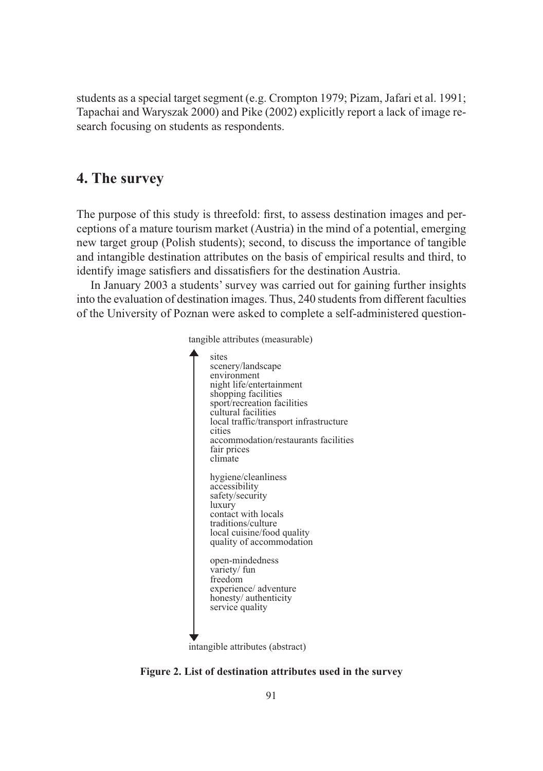students as a special target segment (e.g. Crompton 1979; Pizam, Jafari et al. 1991; Tapachai and Waryszak 2000) and Pike (2002) explicitly report a lack of image research focusing on students as respondents.

## 4. The survey

The purpose of this study is threefold: first, to assess destination images and perceptions of a mature tourism market (Austria) in the mind of a potential, emerging new target group (Polish students); second, to discuss the importance of tangible and intangible destination attributes on the basis of empirical results and third, to identify image satisfiers and dissatisfiers for the destination Austria.

In January 2003 a students' survey was carried out for gaining further insights into the evaluation of destination images. Thus, 240 students from different faculties of the University of Poznan were asked to complete a self-administered question-

tangible attributes (measurable)

- sites
- scenery/landscape
- environment
- night life/entertainment
- shopping facilities
- sport/recreation facilities
- cultural facilities
- local traffic/transport infrastructure
- cities
- accommodation/restaurants facilities
- fair prices
- climate

- hygiene/cleanliness
- accessibility
- safety/security
- luxury
- contact with locals
- traditions/culture
- local cuisine/food quality
- quality of accommodation

- open-mindedness
- variety/ fun
- freedom
- experience/ adventure
- honesty/ authenticity
- service quality

intangible attributes (abstract)

**Figure 2. List of destination attributes used in the survey**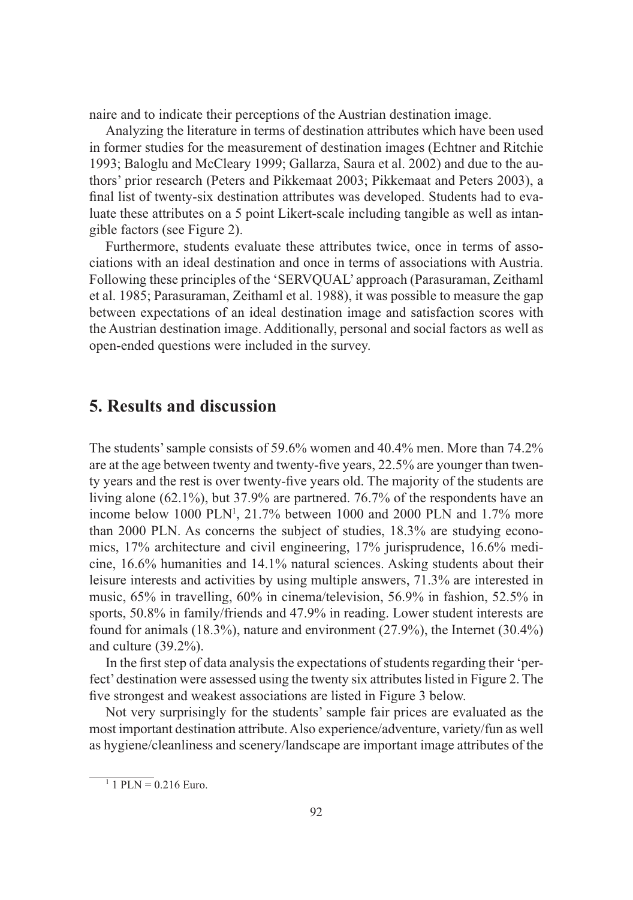naire and to indicate their perceptions of the Austrian destination image.

Analyzing the literature in terms of destination attributes which have been used in former studies for the measurement of destination images (Echtner and Ritchie 1993; Baloglu and McCleary 1999; Gallarza, Saura et al. 2002) and due to the authors' prior research (Peters and Pikkemaat 2003; Pikkemaat and Peters 2003), a final list of twenty-six destination attributes was developed. Students had to evaluate these attributes on a 5 point Likert-scale including tangible as well as intangible factors (see Figure 2).

Furthermore, students evaluate these attributes twice, once in terms of associations with an ideal destination and once in terms of associations with Austria. Following these principles of the 'SERVQUAL' approach (Parasuraman, Zeithaml et al. 1985; Parasuraman, Zeithaml et al. 1988), it was possible to measure the gap between expectations of an ideal destination image and satisfaction scores with the Austrian destination image. Additionally, personal and social factors as well as open-ended questions were included in the survey.

## 5. Results and discussion

The students' sample consists of 59.6% women and 40.4% men. More than 74.2% are at the age between twenty and twenty-five years, 22.5% are younger than twenty years and the rest is over twenty-five years old. The majority of the students are living alone (62.1%), but 37.9% are partnered. 76.7% of the respondents have an income below 1000 PLN[1], 21.7% between 1000 and 2000 PLN and 1.7% more than 2000 PLN. As concerns the subject of studies, 18.3% are studying economics, 17% architecture and civil engineering, 17% jurisprudence, 16.6% medicine, 16.6% humanities and 14.1% natural sciences. Asking students about their leisure interests and activities by using multiple answers, 71.3% are interested in music, 65% in travelling, 60% in cinema/television, 56.9% in fashion, 52.5% in sports, 50.8% in family/friends and 47.9% in reading. Lower student interests are found for animals (18.3%), nature and environment (27.9%), the Internet (30.4%) and culture (39.2%).

In the first step of data analysis the expectations of students regarding their 'perfect' destination were assessed using the twenty six attributes listed in Figure 2. The five strongest and weakest associations are listed in Figure 3 below.

Not very surprisingly for the students' sample fair prices are evaluated as the most important destination attribute. Also experience/adventure, variety/fun as well as hygiene/cleanliness and scenery/landscape are important image attributes of the

[1] 1 PLN = 0.216 Euro.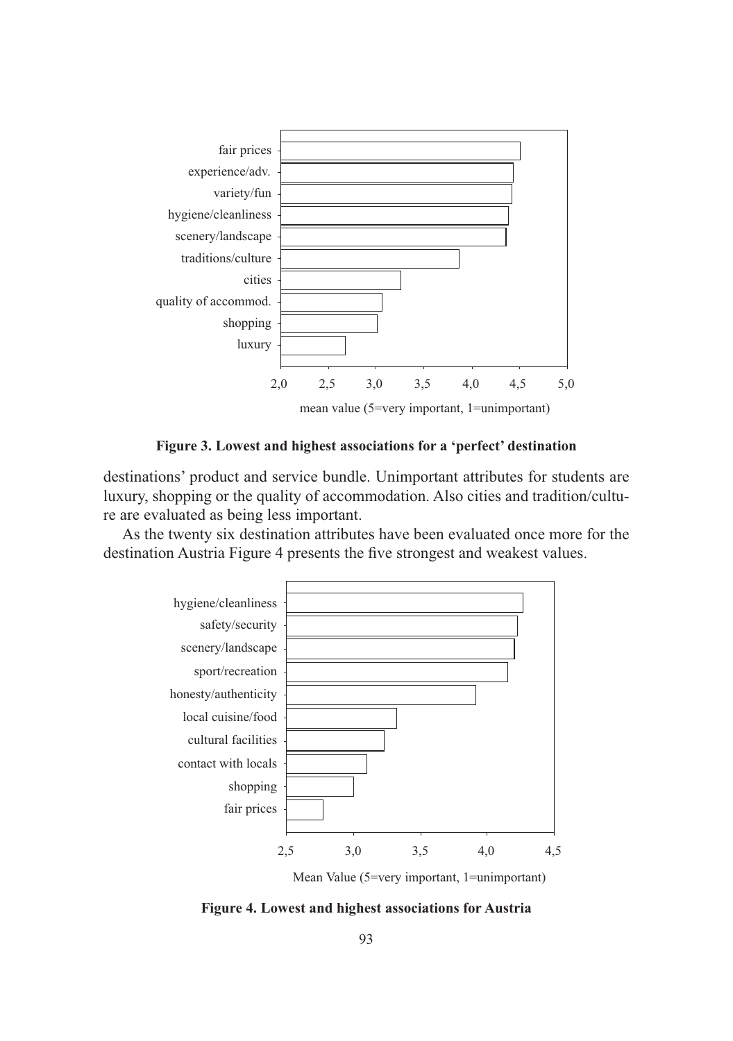**Figure 3. Lowest and highest associations for a 'perfect' destination**

destinations' product and service bundle. Unimportant attributes for students are luxury, shopping or the quality of accommodation. Also cities and tradition/culture are evaluated as being less important.

As the twenty six destination attributes have been evaluated once more for the destination Austria Figure 4 presents the five strongest and weakest values.

**Figure 4. Lowest and highest associations for Austria**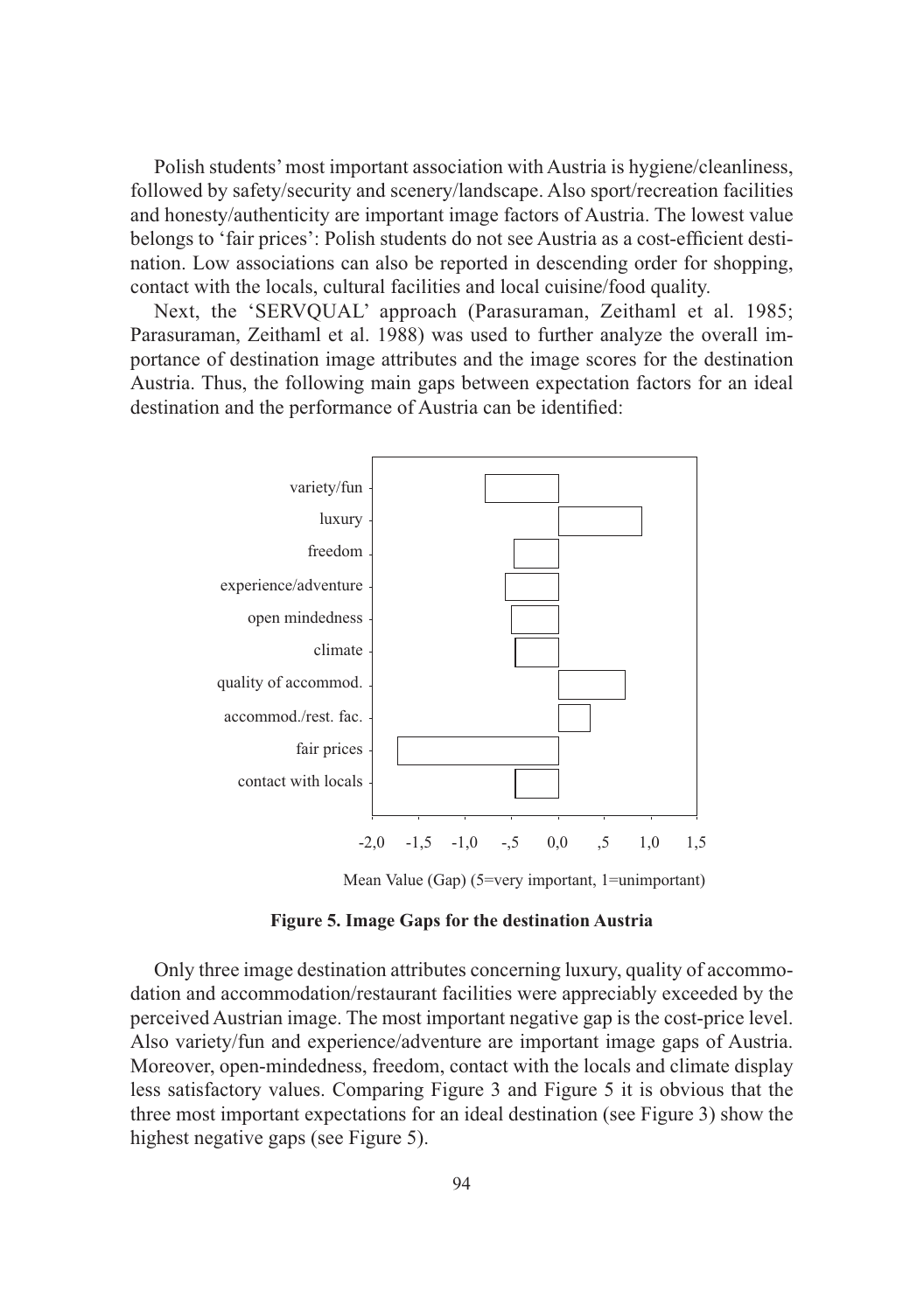Polish students' most important association with Austria is hygiene/cleanliness, followed by safety/security and scenery/landscape. Also sport/recreation facilities and honesty/authenticity are important image factors of Austria. The lowest value belongs to 'fair prices': Polish students do not see Austria as a cost-efficient destination. Low associations can also be reported in descending order for shopping, contact with the locals, cultural facilities and local cuisine/food quality.

Next, the 'SERVQUAL' approach (Parasuraman, Zeithaml et al. 1985; Parasuraman, Zeithaml et al. 1988) was used to further analyze the overall importance of destination image attributes and the image scores for the destination Austria. Thus, the following main gaps between expectation factors for an ideal destination and the performance of Austria can be identified:

**Figure 5. Image Gaps for the destination Austria**

Only three image destination attributes concerning luxury, quality of accommodation and accommodation/restaurant facilities were appreciably exceeded by the perceived Austrian image. The most important negative gap is the cost-price level. Also variety/fun and experience/adventure are important image gaps of Austria. Moreover, open-mindedness, freedom, contact with the locals and climate display less satisfactory values. Comparing Figure 3 and Figure 5 it is obvious that the three most important expectations for an ideal destination (see Figure 3) show the highest negative gaps (see Figure 5).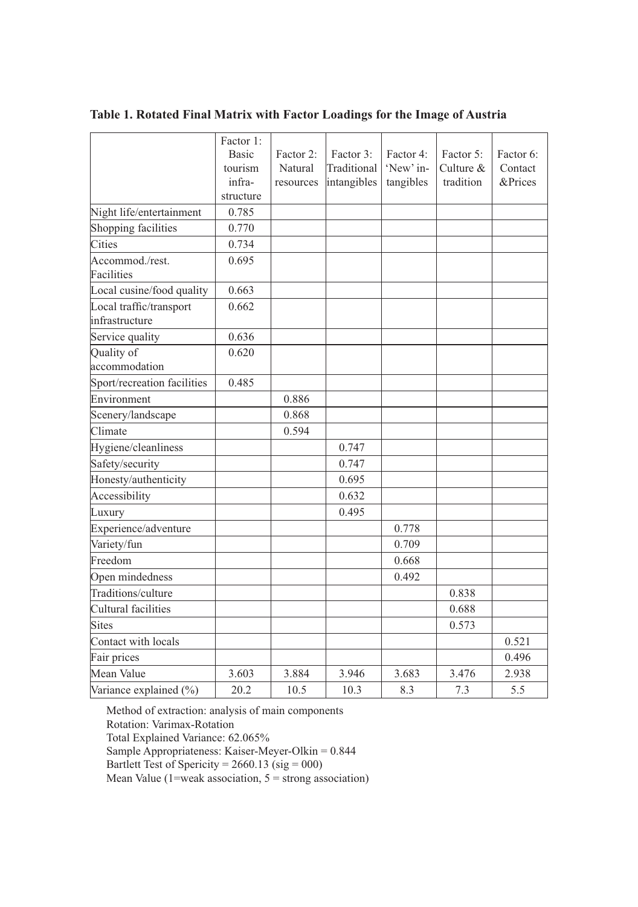**Table 1. Rotated Final Matrix with Factor Loadings for the Image of Austria**

| | Factor 1: Basic tourism infra-structure | Factor 2: Natural resources | Factor 3: Traditional intangibles | Factor 4: 'New' in-tangibles | Factor 5: Culture & tradition | Factor 6: Contact &Prices |
|---|---|---|---|---|---|---|
| Night life/entertainment | 0.785 | | | | | |
| Shopping facilities | 0.770 | | | | | |
| Cities | 0.734 | | | | | |
| Accommod./rest. Facilities | 0.695 | | | | | |
| Local cusine/food quality | 0.663 | | | | | |
| Local traffic/transport infrastructure | 0.662 | | | | | |
| Service quality | 0.636 | | | | | |
| Quality of accommodation | 0.620 | | | | | |
| Sport/recreation facilities | 0.485 | | | | | |
| Environment | | 0.886 | | | | |
| Scenery/landscape | | 0.868 | | | | |
| Climate | | 0.594 | | | | |
| Hygiene/cleanliness | | | 0.747 | | | |
| Safety/security | | | 0.747 | | | |
| Honesty/authenticity | | | 0.695 | | | |
| Accessibility | | | 0.632 | | | |
| Luxury | | | 0.495 | | | |
| Experience/adventure | | | | 0.778 | | |
| Variety/fun | | | | 0.709 | | |
| Freedom | | | | 0.668 | | |
| Open mindedness | | | | 0.492 | | |
| Traditions/culture | | | | | 0.838 | |
| Cultural facilities | | | | | 0.688 | |
| Sites | | | | | 0.573 | |
| Contact with locals | | | | | | 0.521 |
| Fair prices | | | | | | 0.496 |
| Mean Value | 3.603 | 3.884 | 3.946 | 3.683 | 3.476 | 2.938 |
| Variance explained (%) | 20.2 | 10.5 | 10.3 | 8.3 | 7.3 | 5.5 |

Method of extraction: analysis of main components
Rotation: Varimax-Rotation
Total Explained Variance: 62.065%
Sample Appropriateness: Kaiser-Meyer-Olkin = 0.844
Bartlett Test of Spericity = 2660.13 (sig = 000)
Mean Value (1=weak association, 5 = strong association)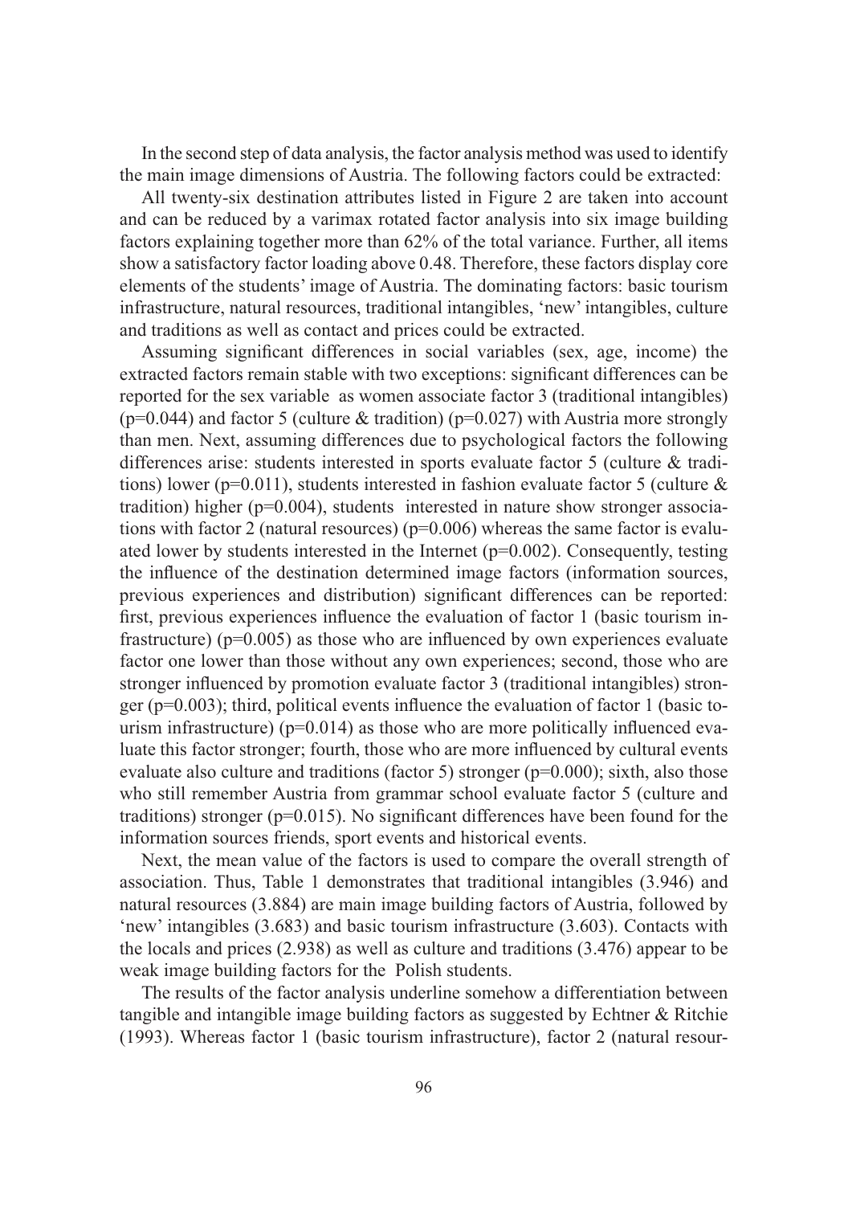In the second step of data analysis, the factor analysis method was used to identify the main image dimensions of Austria. The following factors could be extracted:

All twenty-six destination attributes listed in Figure 2 are taken into account and can be reduced by a varimax rotated factor analysis into six image building factors explaining together more than 62% of the total variance. Further, all items show a satisfactory factor loading above 0.48. Therefore, these factors display core elements of the students' image of Austria. The dominating factors: basic tourism infrastructure, natural resources, traditional intangibles, 'new' intangibles, culture and traditions as well as contact and prices could be extracted.

Assuming significant differences in social variables (sex, age, income) the extracted factors remain stable with two exceptions: significant differences can be reported for the sex variable as women associate factor 3 (traditional intangibles) ($p=0.044$) and factor 5 (culture & tradition) ($p=0.027$) with Austria more strongly than men. Next, assuming differences due to psychological factors the following differences arise: students interested in sports evaluate factor 5 (culture & traditions) lower ($p=0.011$), students interested in fashion evaluate factor 5 (culture & tradition) higher ($p=0.004$), students interested in nature show stronger associations with factor 2 (natural resources) ($p=0.006$) whereas the same factor is evaluated lower by students interested in the Internet ($p=0.002$). Consequently, testing the influence of the destination determined image factors (information sources, previous experiences and distribution) significant differences can be reported: first, previous experiences influence the evaluation of factor 1 (basic tourism infrastructure) ($p=0.005$) as those who are influenced by own experiences evaluate factor one lower than those without any own experiences; second, those who are stronger influenced by promotion evaluate factor 3 (traditional intangibles) stronger ($p=0.003$); third, political events influence the evaluation of factor 1 (basic tourism infrastructure) ($p=0.014$) as those who are more politically influenced evaluate this factor stronger; fourth, those who are more influenced by cultural events evaluate also culture and traditions (factor 5) stronger ($p=0.000$); sixth, also those who still remember Austria from grammar school evaluate factor 5 (culture and traditions) stronger ($p=0.015$). No significant differences have been found for the information sources friends, sport events and historical events.

Next, the mean value of the factors is used to compare the overall strength of association. Thus, Table 1 demonstrates that traditional intangibles (3.946) and natural resources (3.884) are main image building factors of Austria, followed by 'new' intangibles (3.683) and basic tourism infrastructure (3.603). Contacts with the locals and prices (2.938) as well as culture and traditions (3.476) appear to be weak image building factors for the Polish students.

The results of the factor analysis underline somehow a differentiation between tangible and intangible image building factors as suggested by Echtner & Ritchie (1993). Whereas factor 1 (basic tourism infrastructure), factor 2 (natural resour-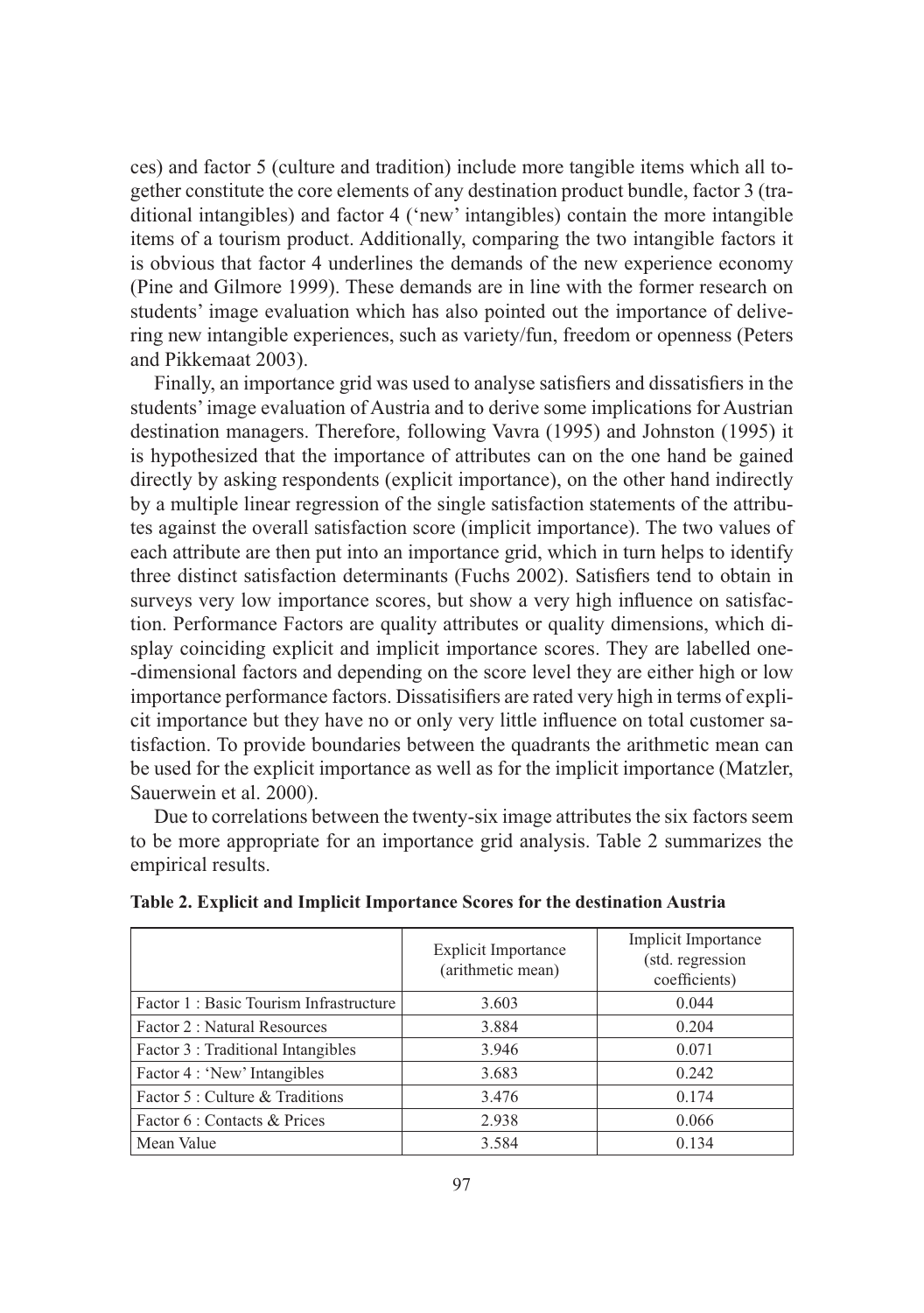ces) and factor 5 (culture and tradition) include more tangible items which all together constitute the core elements of any destination product bundle, factor 3 (traditional intangibles) and factor 4 ('new' intangibles) contain the more intangible items of a tourism product. Additionally, comparing the two intangible factors it is obvious that factor 4 underlines the demands of the new experience economy (Pine and Gilmore 1999). These demands are in line with the former research on students' image evaluation which has also pointed out the importance of delivering new intangible experiences, such as variety/fun, freedom or openness (Peters and Pikkemaat 2003).

Finally, an importance grid was used to analyse satisfiers and dissatisfiers in the students' image evaluation of Austria and to derive some implications for Austrian destination managers. Therefore, following Vavra (1995) and Johnston (1995) it is hypothesized that the importance of attributes can on the one hand be gained directly by asking respondents (explicit importance), on the other hand indirectly by a multiple linear regression of the single satisfaction statements of the attributes against the overall satisfaction score (implicit importance). The two values of each attribute are then put into an importance grid, which in turn helps to identify three distinct satisfaction determinants (Fuchs 2002). Satisfiers tend to obtain in surveys very low importance scores, but show a very high influence on satisfaction. Performance Factors are quality attributes or quality dimensions, which display coinciding explicit and implicit importance scores. They are labelled one-dimensional factors and depending on the score level they are either high or low importance performance factors. Dissatisifiers are rated very high in terms of explicit importance but they have no or only very little influence on total customer satisfaction. To provide boundaries between the quadrants the arithmetic mean can be used for the explicit importance as well as for the implicit importance (Matzler, Sauerwein et al. 2000).

Due to correlations between the twenty-six image attributes the six factors seem to be more appropriate for an importance grid analysis. Table 2 summarizes the empirical results.

**Table 2. Explicit and Implicit Importance Scores for the destination Austria**

| | Explicit Importance (arithmetic mean) | Implicit Importance (std. regression coefficients) |
|---|---|---|
| Factor 1 : Basic Tourism Infrastructure | 3.603 | 0.044 |
| Factor 2 : Natural Resources | 3.884 | 0.204 |
| Factor 3 : Traditional Intangibles | 3.946 | 0.071 |
| Factor 4 : 'New' Intangibles | 3.683 | 0.242 |
| Factor 5 : Culture & Traditions | 3.476 | 0.174 |
| Factor 6 : Contacts & Prices | 2.938 | 0.066 |
| Mean Value | 3.584 | 0.134 |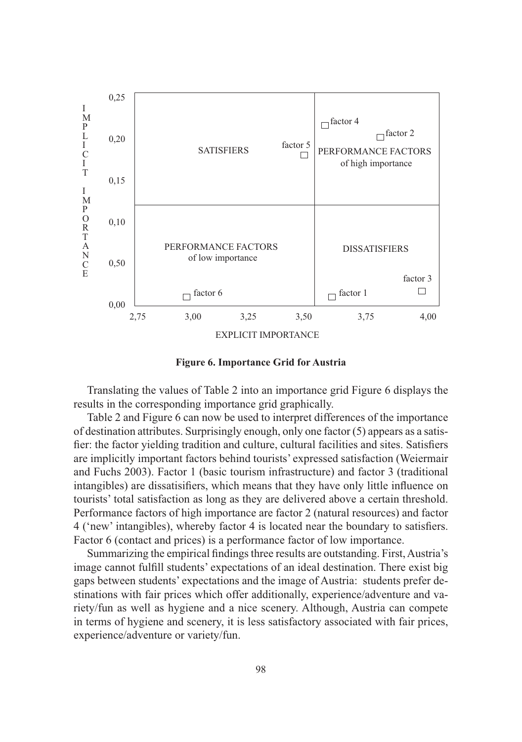**Figure 6. Importance Grid for Austria**

Translating the values of Table 2 into an importance grid Figure 6 displays the results in the corresponding importance grid graphically.

Table 2 and Figure 6 can now be used to interpret differences of the importance of destination attributes. Surprisingly enough, only one factor (5) appears as a satisfier: the factor yielding tradition and culture, cultural facilities and sites. Satisfiers are implicitly important factors behind tourists' expressed satisfaction (Weiermair and Fuchs 2003). Factor 1 (basic tourism infrastructure) and factor 3 (traditional intangibles) are dissatisifiers, which means that they have only little influence on tourists' total satisfaction as long as they are delivered above a certain threshold. Performance factors of high importance are factor 2 (natural resources) and factor 4 ('new' intangibles), whereby factor 4 is located near the boundary to satisfiers. Factor 6 (contact and prices) is a performance factor of low importance.

Summarizing the empirical findings three results are outstanding. First, Austria's image cannot fulfill students' expectations of an ideal destination. There exist big gaps between students' expectations and the image of Austria: students prefer destinations with fair prices which offer additionally, experience/adventure and variety/fun as well as hygiene and a nice scenery. Although, Austria can compete in terms of hygiene and scenery, it is less satisfactory associated with fair prices, experience/adventure or variety/fun.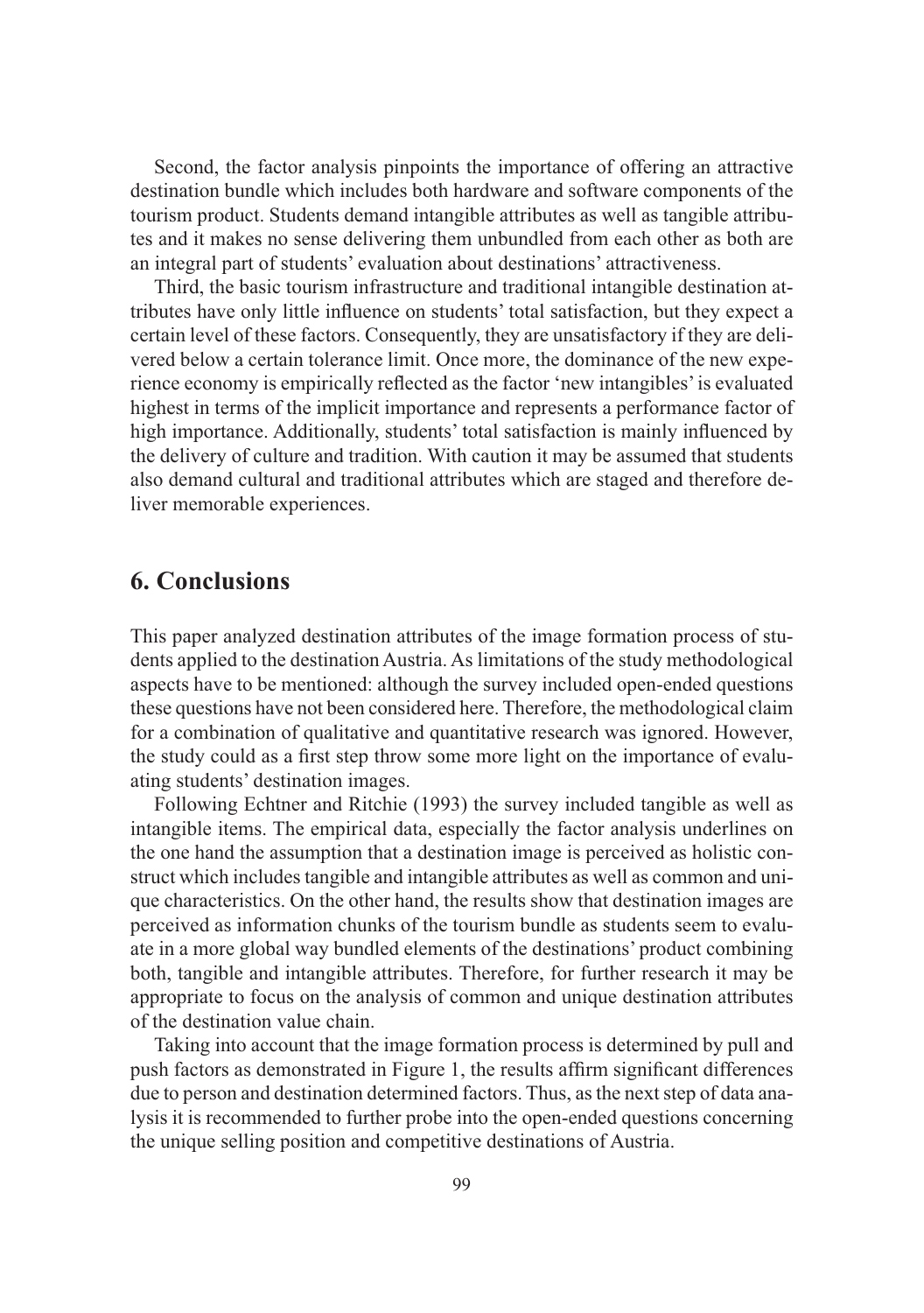Second, the factor analysis pinpoints the importance of offering an attractive destination bundle which includes both hardware and software components of the tourism product. Students demand intangible attributes as well as tangible attributes and it makes no sense delivering them unbundled from each other as both are an integral part of students' evaluation about destinations' attractiveness.

Third, the basic tourism infrastructure and traditional intangible destination attributes have only little influence on students' total satisfaction, but they expect a certain level of these factors. Consequently, they are unsatisfactory if they are delivered below a certain tolerance limit. Once more, the dominance of the new experience economy is empirically reflected as the factor 'new intangibles' is evaluated highest in terms of the implicit importance and represents a performance factor of high importance. Additionally, students' total satisfaction is mainly influenced by the delivery of culture and tradition. With caution it may be assumed that students also demand cultural and traditional attributes which are staged and therefore deliver memorable experiences.

## 6. Conclusions

This paper analyzed destination attributes of the image formation process of students applied to the destination Austria. As limitations of the study methodological aspects have to be mentioned: although the survey included open-ended questions these questions have not been considered here. Therefore, the methodological claim for a combination of qualitative and quantitative research was ignored. However, the study could as a first step throw some more light on the importance of evaluating students' destination images.

Following Echtner and Ritchie (1993) the survey included tangible as well as intangible items. The empirical data, especially the factor analysis underlines on the one hand the assumption that a destination image is perceived as holistic construct which includes tangible and intangible attributes as well as common and unique characteristics. On the other hand, the results show that destination images are perceived as information chunks of the tourism bundle as students seem to evaluate in a more global way bundled elements of the destinations' product combining both, tangible and intangible attributes. Therefore, for further research it may be appropriate to focus on the analysis of common and unique destination attributes of the destination value chain.

Taking into account that the image formation process is determined by pull and push factors as demonstrated in Figure 1, the results affirm significant differences due to person and destination determined factors. Thus, as the next step of data analysis it is recommended to further probe into the open-ended questions concerning the unique selling position and competitive destinations of Austria.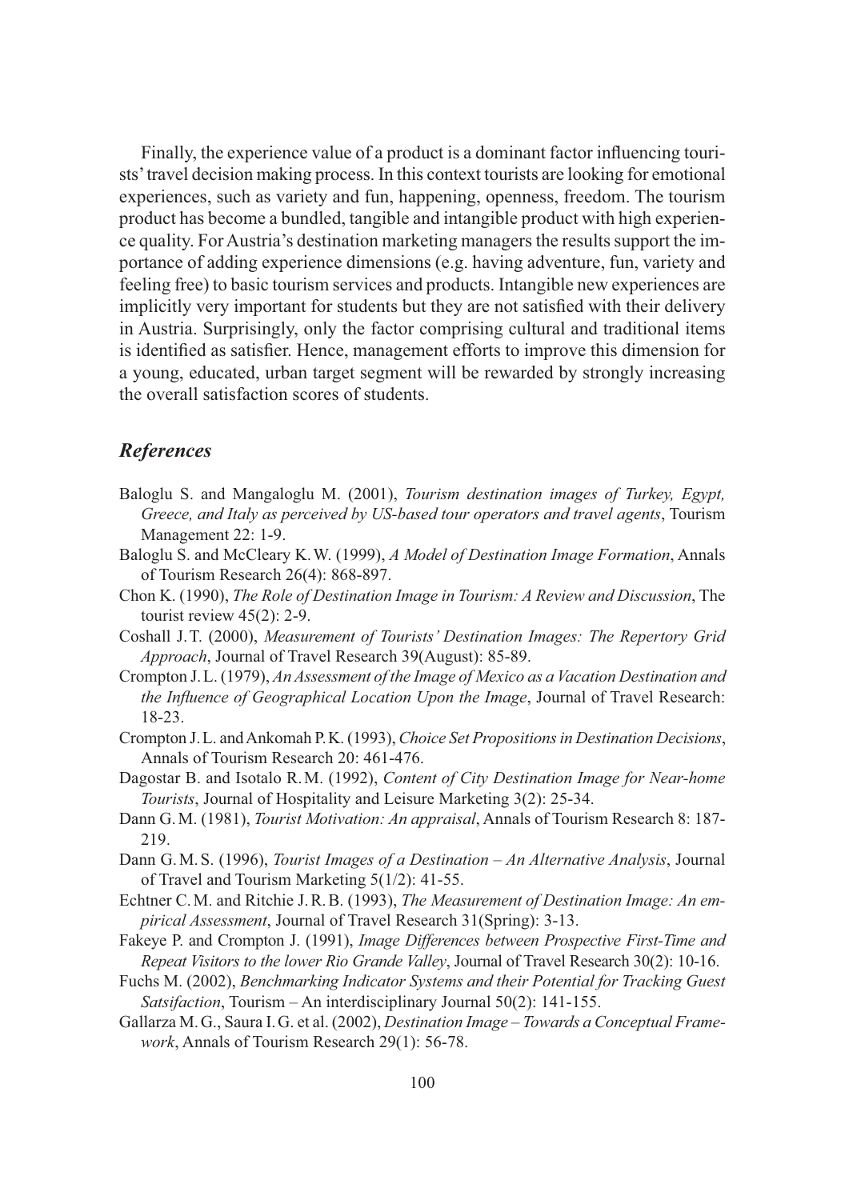Finally, the experience value of a product is a dominant factor influencing tourists' travel decision making process. In this context tourists are looking for emotional experiences, such as variety and fun, happening, openness, freedom. The tourism product has become a bundled, tangible and intangible product with high experience quality. For Austria's destination marketing managers the results support the importance of adding experience dimensions (e.g. having adventure, fun, variety and feeling free) to basic tourism services and products. Intangible new experiences are implicitly very important for students but they are not satisfied with their delivery in Austria. Surprisingly, only the factor comprising cultural and traditional items is identified as satisfier. Hence, management efforts to improve this dimension for a young, educated, urban target segment will be rewarded by strongly increasing the overall satisfaction scores of students.

## *References*

- Baloglu S. and Mangaloglu M. (2001), *Tourism destination images of Turkey, Egypt, Greece, and Italy as perceived by US-based tour operators and travel agents*, Tourism Management 22: 1-9.
- Baloglu S. and McCleary K. W. (1999), *A Model of Destination Image Formation*, Annals of Tourism Research 26(4): 868-897.
- Chon K. (1990), *The Role of Destination Image in Tourism: A Review and Discussion*, The tourist review 45(2): 2-9.
- Coshall J. T. (2000), *Measurement of Tourists' Destination Images: The Repertory Grid Approach*, Journal of Travel Research 39(August): 85-89.
- Crompton J. L. (1979), *An Assessment of the Image of Mexico as a Vacation Destination and the Influence of Geographical Location Upon the Image*, Journal of Travel Research: 18-23.
- Crompton J. L. and Ankomah P. K. (1993), *Choice Set Propositions in Destination Decisions*, Annals of Tourism Research 20: 461-476.
- Dagostar B. and Isotalo R. M. (1992), *Content of City Destination Image for Near-home Tourists*, Journal of Hospitality and Leisure Marketing 3(2): 25-34.
- Dann G. M. (1981), *Tourist Motivation: An appraisal*, Annals of Tourism Research 8: 187-219.
- Dann G. M. S. (1996), *Tourist Images of a Destination – An Alternative Analysis*, Journal of Travel and Tourism Marketing 5(1/2): 41-55.
- Echtner C. M. and Ritchie J. R. B. (1993), *The Measurement of Destination Image: An empirical Assessment*, Journal of Travel Research 31(Spring): 3-13.
- Fakeye P. and Crompton J. (1991), *Image Differences between Prospective First-Time and Repeat Visitors to the lower Rio Grande Valley*, Journal of Travel Research 30(2): 10-16.
- Fuchs M. (2002), *Benchmarking Indicator Systems and their Potential for Tracking Guest Satsifaction*, Tourism – An interdisciplinary Journal 50(2): 141-155.
- Gallarza M. G., Saura I. G. et al. (2002), *Destination Image – Towards a Conceptual Framework*, Annals of Tourism Research 29(1): 56-78.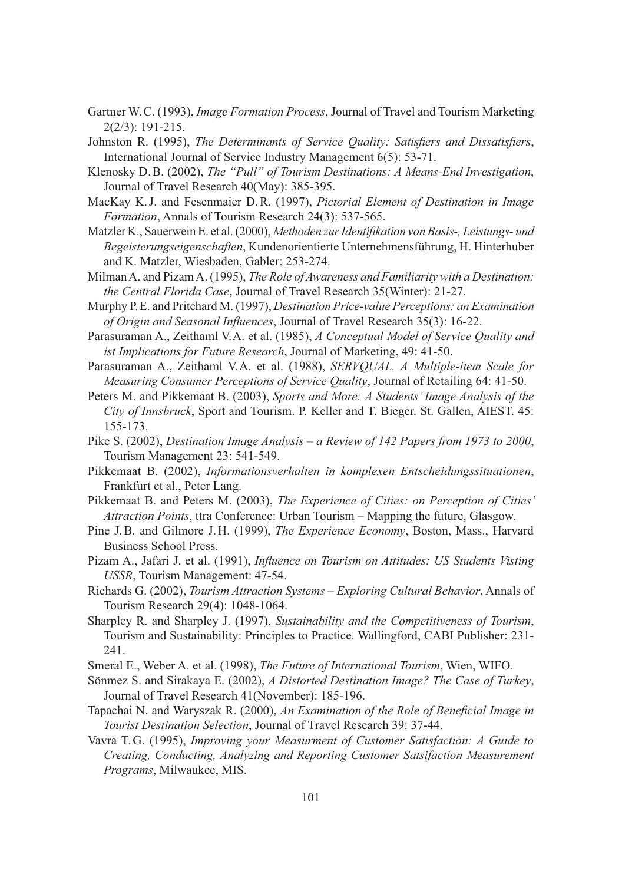Gartner W. C. (1993), *Image Formation Process*, Journal of Travel and Tourism Marketing 2(2/3): 191-215.

Johnston R. (1995), *The Determinants of Service Quality: Satisfiers and Dissatisfiers*, International Journal of Service Industry Management 6(5): 53-71.

Klenosky D. B. (2002), *The "Pull" of Tourism Destinations: A Means-End Investigation*, Journal of Travel Research 40(May): 385-395.

MacKay K. J. and Fesenmaier D. R. (1997), *Pictorial Element of Destination in Image Formation*, Annals of Tourism Research 24(3): 537-565.

Matzler K., Sauerwein E. et al. (2000), *Methoden zur Identifikation von Basis-, Leistungs- und Begeisterungseigenschaften*, Kundenorientierte Unternehmensführung, H. Hinterhuber and K. Matzler, Wiesbaden, Gabler: 253-274.

Milman A. and Pizam A. (1995), *The Role of Awareness and Familiarity with a Destination: the Central Florida Case*, Journal of Travel Research 35(Winter): 21-27.

Murphy P. E. and Pritchard M. (1997), *Destination Price-value Perceptions: an Examination of Origin and Seasonal Influences*, Journal of Travel Research 35(3): 16-22.

Parasuraman A., Zeithaml V. A. et al. (1985), *A Conceptual Model of Service Quality and ist Implications for Future Research*, Journal of Marketing, 49: 41-50.

Parasuraman A., Zeithaml V. A. et al. (1988), *SERVQUAL. A Multiple-item Scale for Measuring Consumer Perceptions of Service Quality*, Journal of Retailing 64: 41-50.

Peters M. and Pikkemaat B. (2003), *Sports and More: A Students' Image Analysis of the City of Innsbruck*, Sport and Tourism. P. Keller and T. Bieger. St. Gallen, AIEST. 45: 155-173.

Pike S. (2002), *Destination Image Analysis – a Review of 142 Papers from 1973 to 2000*, Tourism Management 23: 541-549.

Pikkemaat B. (2002), *Informationsverhalten in komplexen Entscheidungssituationen*, Frankfurt et al., Peter Lang.

Pikkemaat B. and Peters M. (2003), *The Experience of Cities: on Perception of Cities' Attraction Points*, ttra Conference: Urban Tourism – Mapping the future, Glasgow.

Pine J. B. and Gilmore J. H. (1999), *The Experience Economy*, Boston, Mass., Harvard Business School Press.

Pizam A., Jafari J. et al. (1991), *Influence on Tourism on Attitudes: US Students Visting USSR*, Tourism Management: 47-54.

Richards G. (2002), *Tourism Attraction Systems – Exploring Cultural Behavior*, Annals of Tourism Research 29(4): 1048-1064.

Sharpley R. and Sharpley J. (1997), *Sustainability and the Competitiveness of Tourism*, Tourism and Sustainability: Principles to Practice. Wallingford, CABI Publisher: 231-241.

Smeral E., Weber A. et al. (1998), *The Future of International Tourism*, Wien, WIFO.

Sönmez S. and Sirakaya E. (2002), *A Distorted Destination Image? The Case of Turkey*, Journal of Travel Research 41(November): 185-196.

Tapachai N. and Waryszak R. (2000), *An Examination of the Role of Beneficial Image in Tourist Destination Selection*, Journal of Travel Research 39: 37-44.

Vavra T. G. (1995), *Improving your Measurment of Customer Satisfaction: A Guide to Creating, Conducting, Analyzing and Reporting Customer Satsifaction Measurement Programs*, Milwaukee, MIS.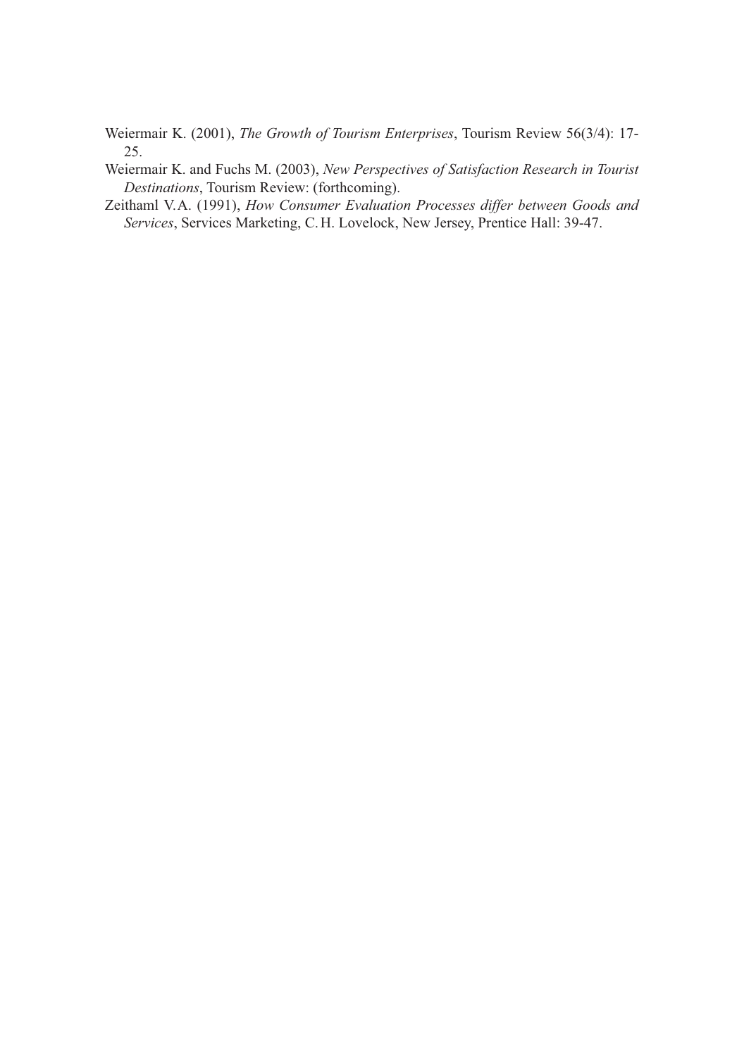Weiermair K. (2001), *The Growth of Tourism Enterprises*, Tourism Review 56(3/4): 17-25.

Weiermair K. and Fuchs M. (2003), *New Perspectives of Satisfaction Research in Tourist Destinations*, Tourism Review: (forthcoming).

Zeithaml V.A. (1991), *How Consumer Evaluation Processes differ between Goods and Services*, Services Marketing, C. H. Lovelock, New Jersey, Prentice Hall: 39-47.